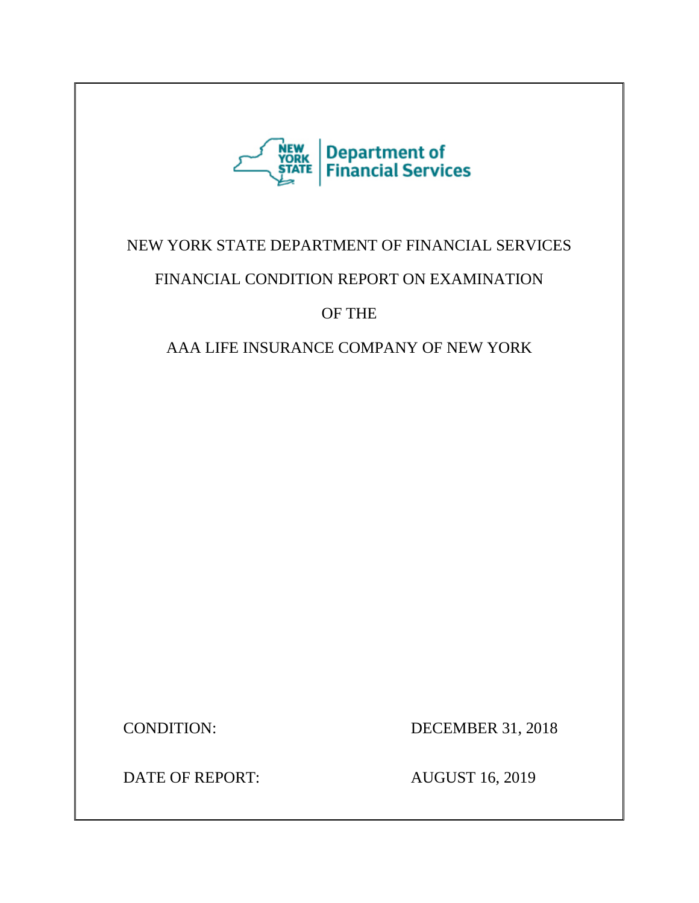NEW YORK STATE Department of Financial Services

# NEW YORK STATE DEPARTMENT OF FINANCIAL SERVICES

## FINANCIAL CONDITION REPORT ON EXAMINATION

## OF THE

## AAA LIFE INSURANCE COMPANY OF NEW YORK

CONDITION: DECEMBER 31, 2018

DATE OF REPORT: AUGUST 16, 2019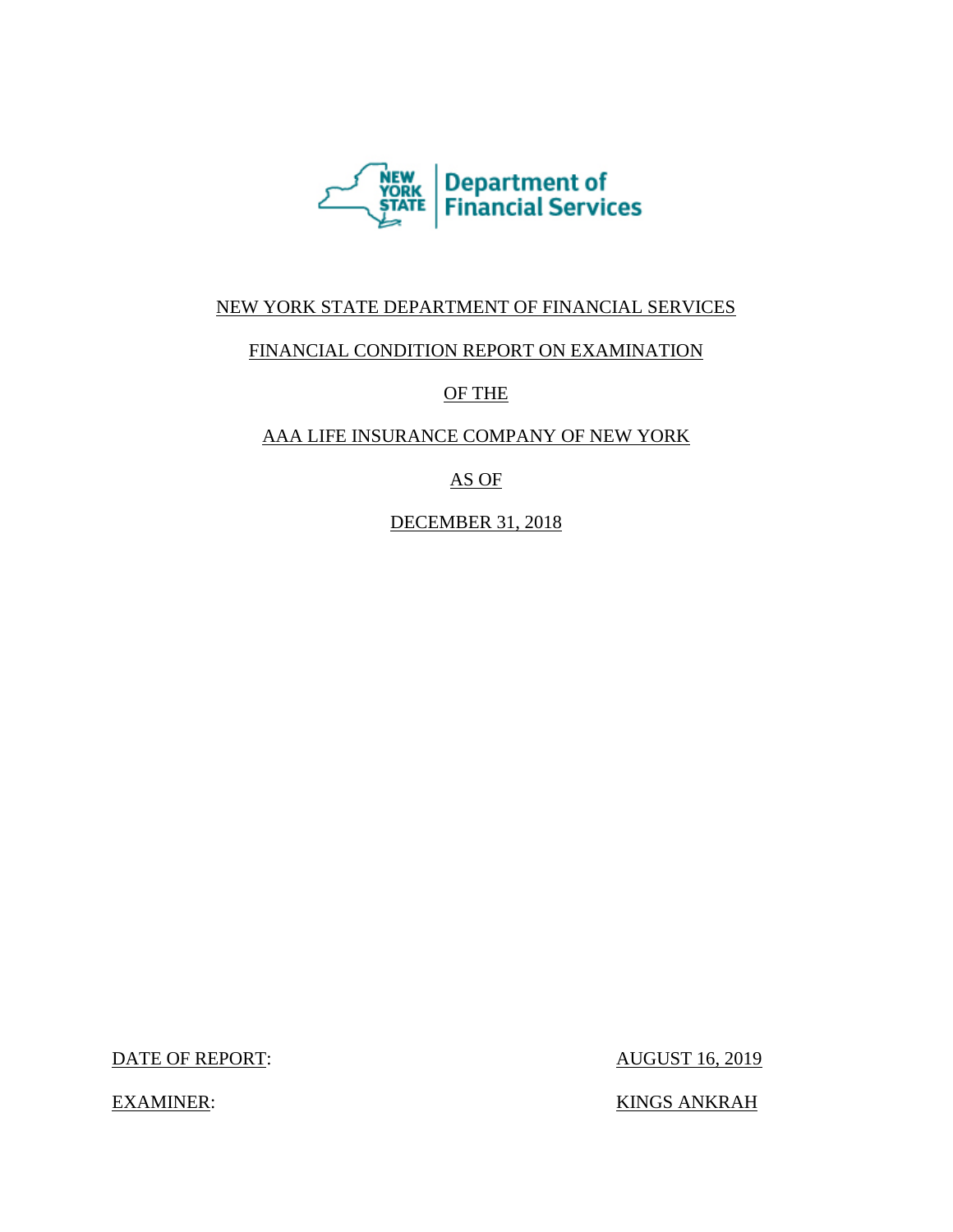NEW YORK STATE DEPARTMENT OF FINANCIAL SERVICES

FINANCIAL CONDITION REPORT ON EXAMINATION

OF THE

AAA LIFE INSURANCE COMPANY OF NEW YORK

AS OF

DECEMBER 31, 2018

DATE OF REPORT: AUGUST 16, 2019

EXAMINER: KINGS ANKRAH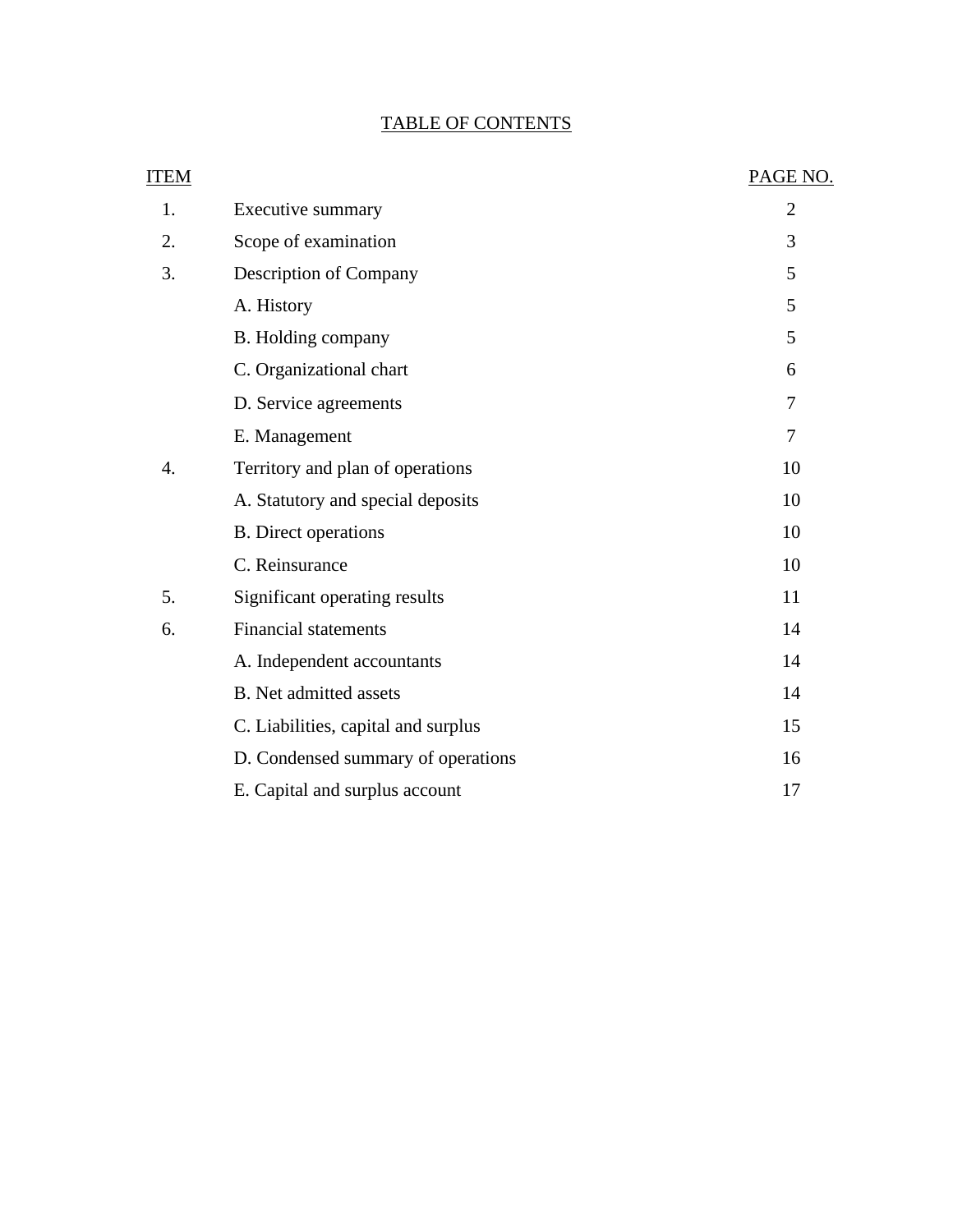# TABLE OF CONTENTS

| ITEM | | PAGE NO. |
|---|---|---|
| 1. | Executive summary | 2 |
| 2. | Scope of examination | 3 |
| 3. | Description of Company | 5 |
| | A. History | 5 |
| | B. Holding company | 5 |
| | C. Organizational chart | 6 |
| | D. Service agreements | 7 |
| | E. Management | 7 |
| 4. | Territory and plan of operations | 10 |
| | A. Statutory and special deposits | 10 |
| | B. Direct operations | 10 |
| | C. Reinsurance | 10 |
| 5. | Significant operating results | 11 |
| 6. | Financial statements | 14 |
| | A. Independent accountants | 14 |
| | B. Net admitted assets | 14 |
| | C. Liabilities, capital and surplus | 15 |
| | D. Condensed summary of operations | 16 |
| | E. Capital and surplus account | 17 |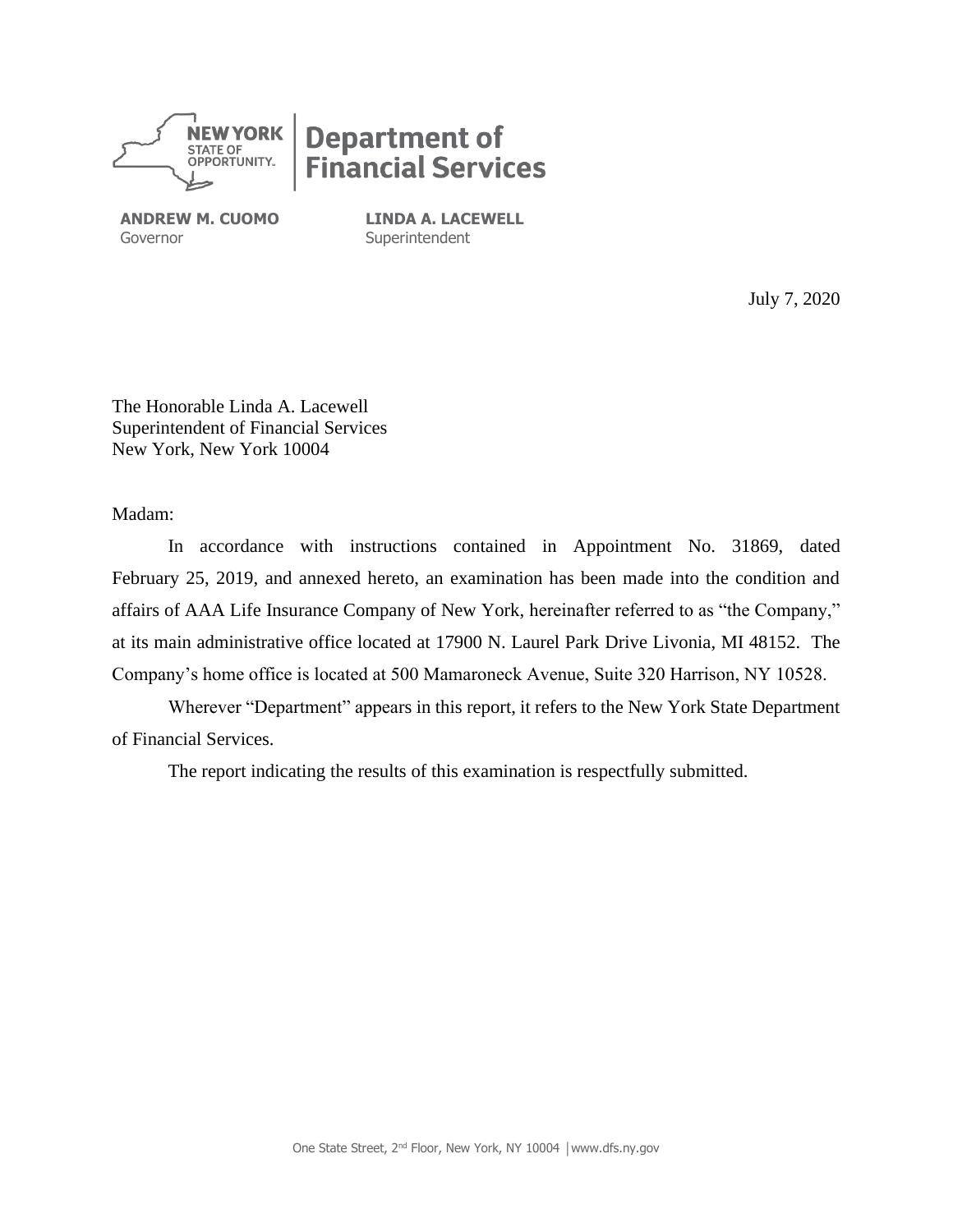NEW YORK STATE OF OPPORTUNITY.

**Department of Financial Services**

**ANDREW M. CUOMO**
Governor

**LINDA A. LACEWELL**
Superintendent

July 7, 2020

The Honorable Linda A. Lacewell
Superintendent of Financial Services
New York, New York 10004

Madam:

In accordance with instructions contained in Appointment No. 31869, dated February 25, 2019, and annexed hereto, an examination has been made into the condition and affairs of AAA Life Insurance Company of New York, hereinafter referred to as "the Company," at its main administrative office located at 17900 N. Laurel Park Drive Livonia, MI 48152. The Company's home office is located at 500 Mamaroneck Avenue, Suite 320 Harrison, NY 10528.

Wherever "Department" appears in this report, it refers to the New York State Department of Financial Services.

The report indicating the results of this examination is respectfully submitted.

One State Street, 2nd Floor, New York, NY 10004 | www.dfs.ny.gov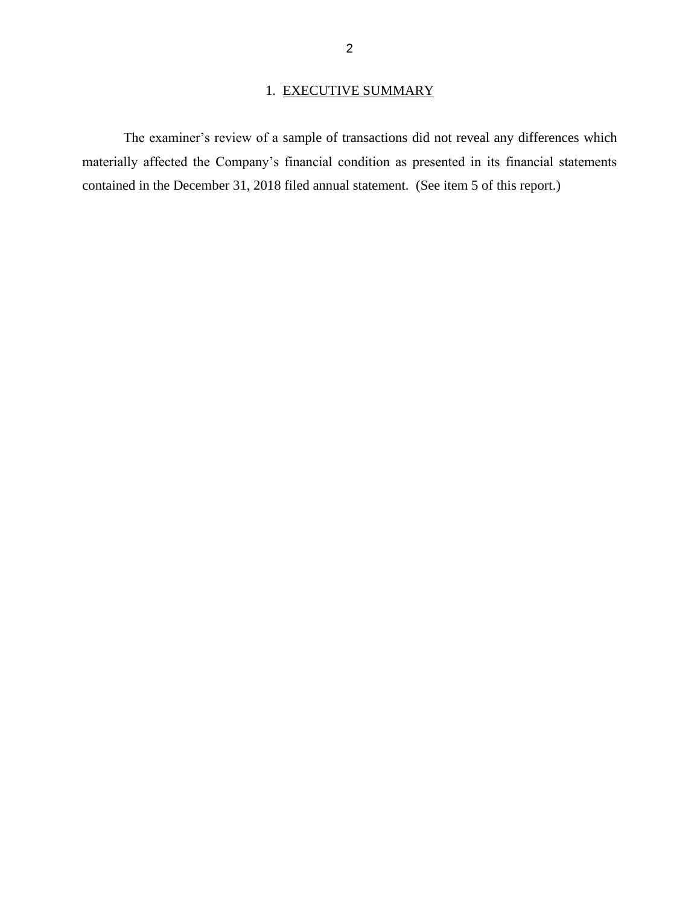## 1. EXECUTIVE SUMMARY

The examiner's review of a sample of transactions did not reveal any differences which materially affected the Company's financial condition as presented in its financial statements contained in the December 31, 2018 filed annual statement. (See item 5 of this report.)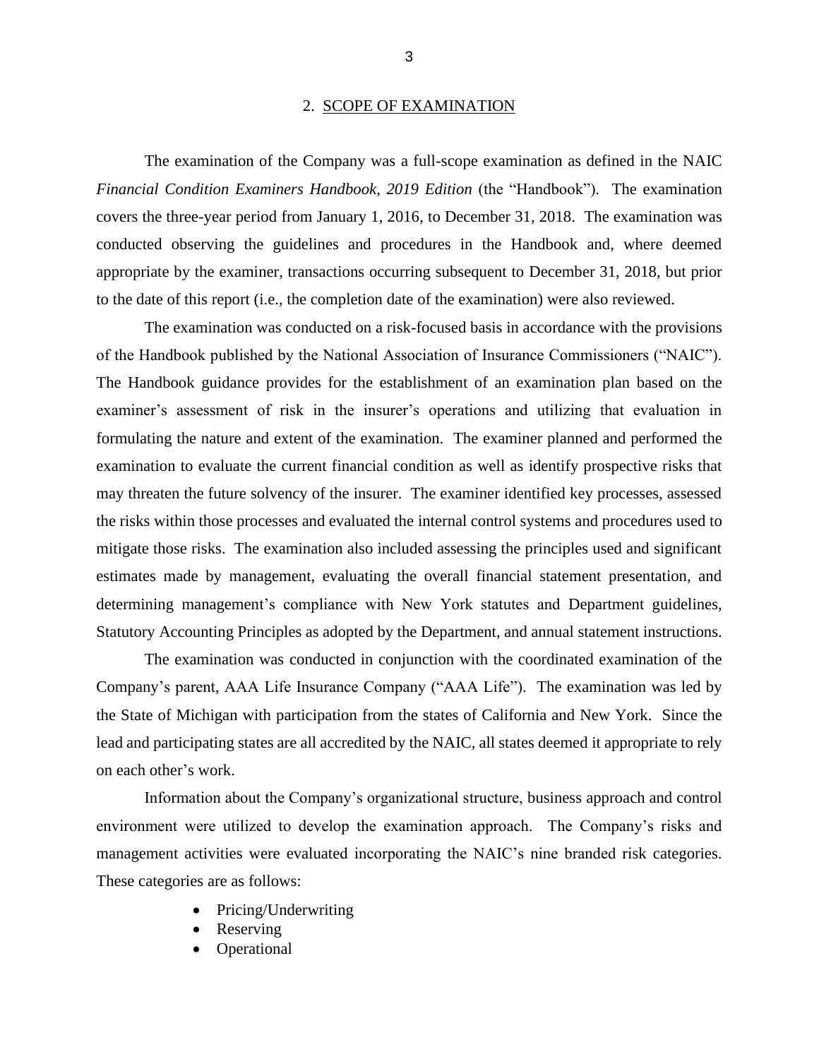## 2. SCOPE OF EXAMINATION

The examination of the Company was a full-scope examination as defined in the NAIC *Financial Condition Examiners Handbook, 2019 Edition* (the "Handbook"). The examination covers the three-year period from January 1, 2016, to December 31, 2018. The examination was conducted observing the guidelines and procedures in the Handbook and, where deemed appropriate by the examiner, transactions occurring subsequent to December 31, 2018, but prior to the date of this report (i.e., the completion date of the examination) were also reviewed.

The examination was conducted on a risk-focused basis in accordance with the provisions of the Handbook published by the National Association of Insurance Commissioners ("NAIC"). The Handbook guidance provides for the establishment of an examination plan based on the examiner's assessment of risk in the insurer's operations and utilizing that evaluation in formulating the nature and extent of the examination. The examiner planned and performed the examination to evaluate the current financial condition as well as identify prospective risks that may threaten the future solvency of the insurer. The examiner identified key processes, assessed the risks within those processes and evaluated the internal control systems and procedures used to mitigate those risks. The examination also included assessing the principles used and significant estimates made by management, evaluating the overall financial statement presentation, and determining management's compliance with New York statutes and Department guidelines, Statutory Accounting Principles as adopted by the Department, and annual statement instructions.

The examination was conducted in conjunction with the coordinated examination of the Company's parent, AAA Life Insurance Company ("AAA Life"). The examination was led by the State of Michigan with participation from the states of California and New York. Since the lead and participating states are all accredited by the NAIC, all states deemed it appropriate to rely on each other's work.

Information about the Company's organizational structure, business approach and control environment were utilized to develop the examination approach. The Company's risks and management activities were evaluated incorporating the NAIC's nine branded risk categories. These categories are as follows:

- Pricing/Underwriting
- Reserving
- Operational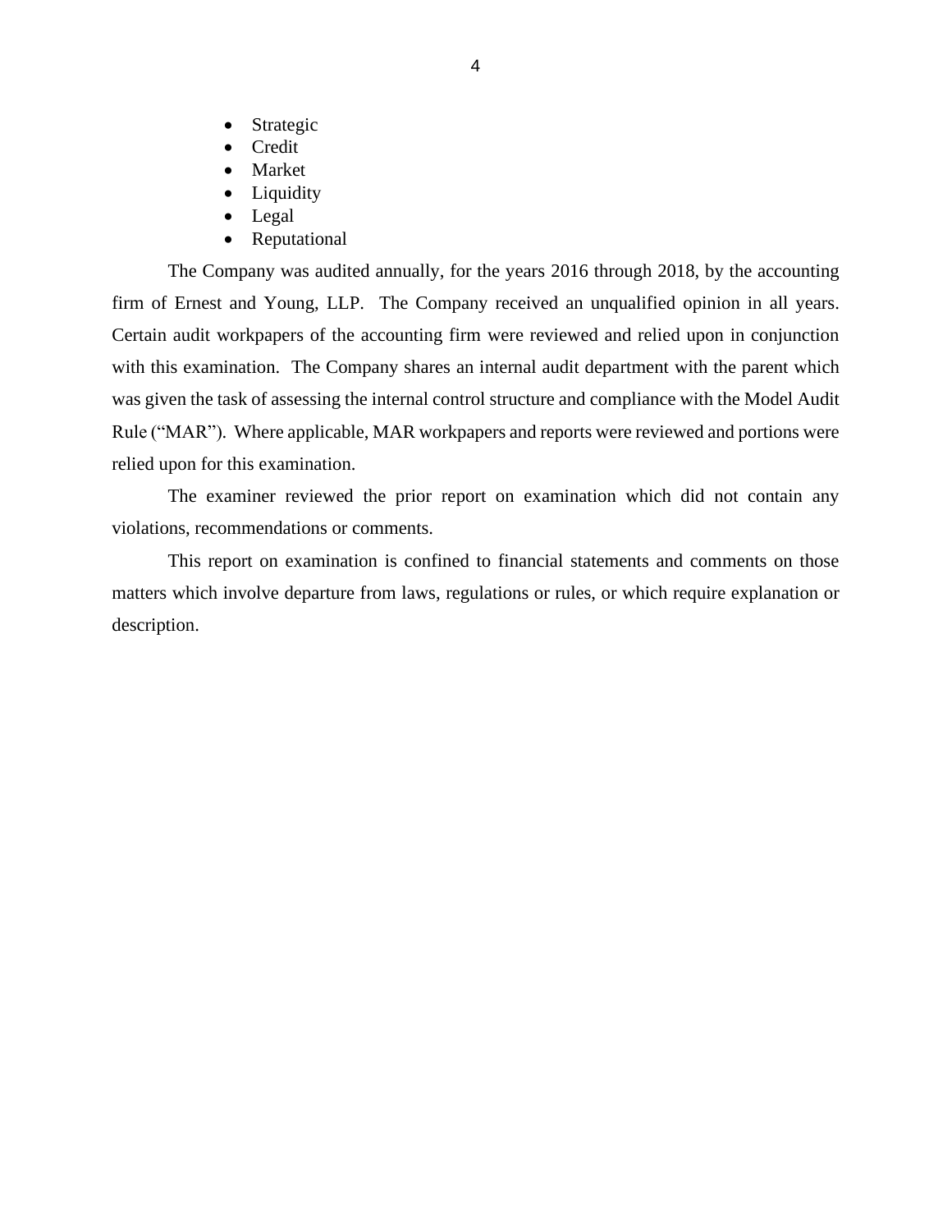- Strategic
- Credit
- Market
- Liquidity
- Legal
- Reputational

The Company was audited annually, for the years 2016 through 2018, by the accounting firm of Ernest and Young, LLP. The Company received an unqualified opinion in all years. Certain audit workpapers of the accounting firm were reviewed and relied upon in conjunction with this examination. The Company shares an internal audit department with the parent which was given the task of assessing the internal control structure and compliance with the Model Audit Rule ("MAR"). Where applicable, MAR workpapers and reports were reviewed and portions were relied upon for this examination.

The examiner reviewed the prior report on examination which did not contain any violations, recommendations or comments.

This report on examination is confined to financial statements and comments on those matters which involve departure from laws, regulations or rules, or which require explanation or description.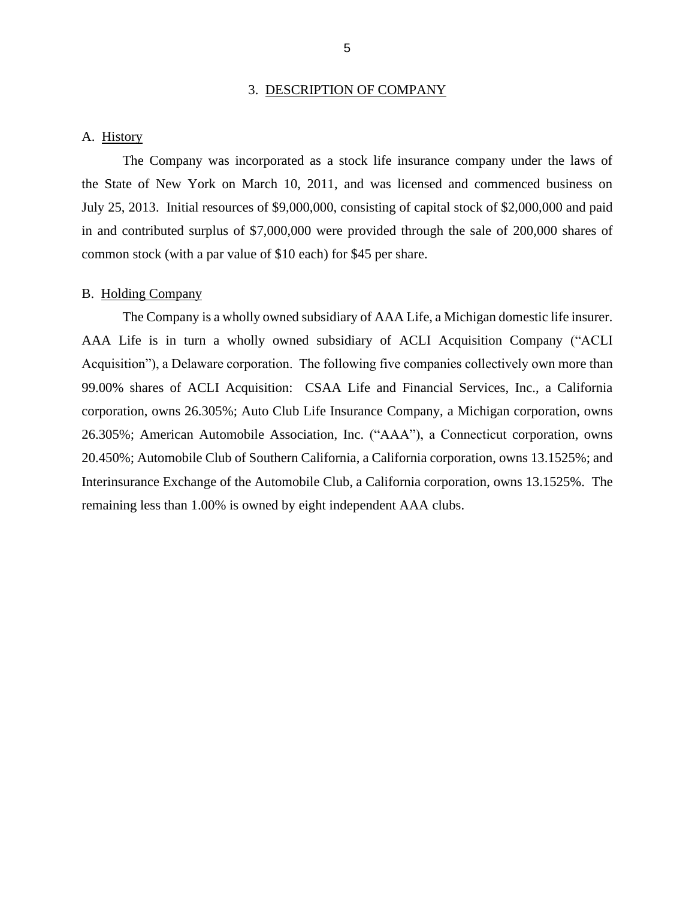## 3. DESCRIPTION OF COMPANY

### A. History

The Company was incorporated as a stock life insurance company under the laws of the State of New York on March 10, 2011, and was licensed and commenced business on July 25, 2013. Initial resources of $9,000,000, consisting of capital stock of $2,000,000 and paid in and contributed surplus of $7,000,000 were provided through the sale of 200,000 shares of common stock (with a par value of $10 each) for $45 per share.

### B. Holding Company

The Company is a wholly owned subsidiary of AAA Life, a Michigan domestic life insurer. AAA Life is in turn a wholly owned subsidiary of ACLI Acquisition Company ("ACLI Acquisition"), a Delaware corporation. The following five companies collectively own more than 99.00% shares of ACLI Acquisition: CSAA Life and Financial Services, Inc., a California corporation, owns 26.305%; Auto Club Life Insurance Company, a Michigan corporation, owns 26.305%; American Automobile Association, Inc. ("AAA"), a Connecticut corporation, owns 20.450%; Automobile Club of Southern California, a California corporation, owns 13.1525%; and Interinsurance Exchange of the Automobile Club, a California corporation, owns 13.1525%. The remaining less than 1.00% is owned by eight independent AAA clubs.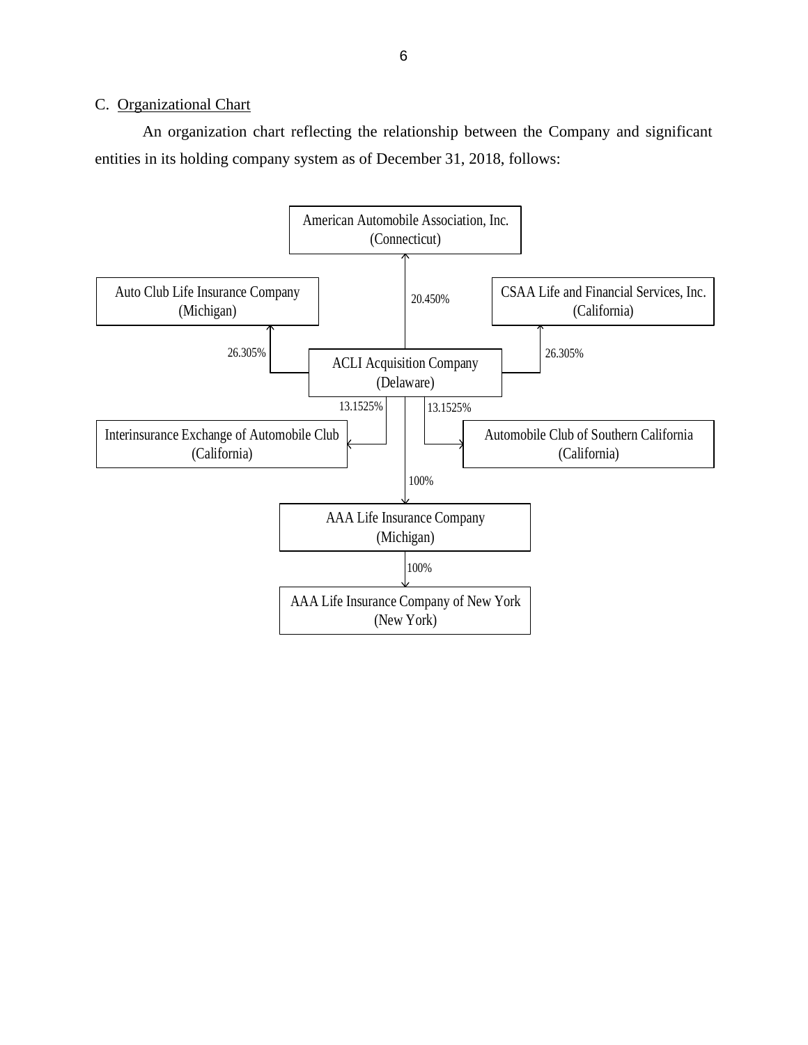C. Organizational Chart

An organization chart reflecting the relationship between the Company and significant entities in its holding company system as of December 31, 2018, follows:

American Automobile Association, Inc. (Connecticut)

Auto Club Life Insurance Company (Michigan)

CSAA Life and Financial Services, Inc. (California)

ACLI Acquisition Company (Delaware)

- 20.450% owned by American Automobile Association, Inc. (Connecticut)
- 26.305% owned by Auto Club Life Insurance Company (Michigan)
- 26.305% owned by CSAA Life and Financial Services, Inc. (California)
- 13.1525% owned by Interinsurance Exchange of Automobile Club (California)
- 13.1525% owned by Automobile Club of Southern California (California)

AAA Life Insurance Company (Michigan) — 100% owned by ACLI Acquisition Company

AAA Life Insurance Company of New York (New York) — 100% owned by AAA Life Insurance Company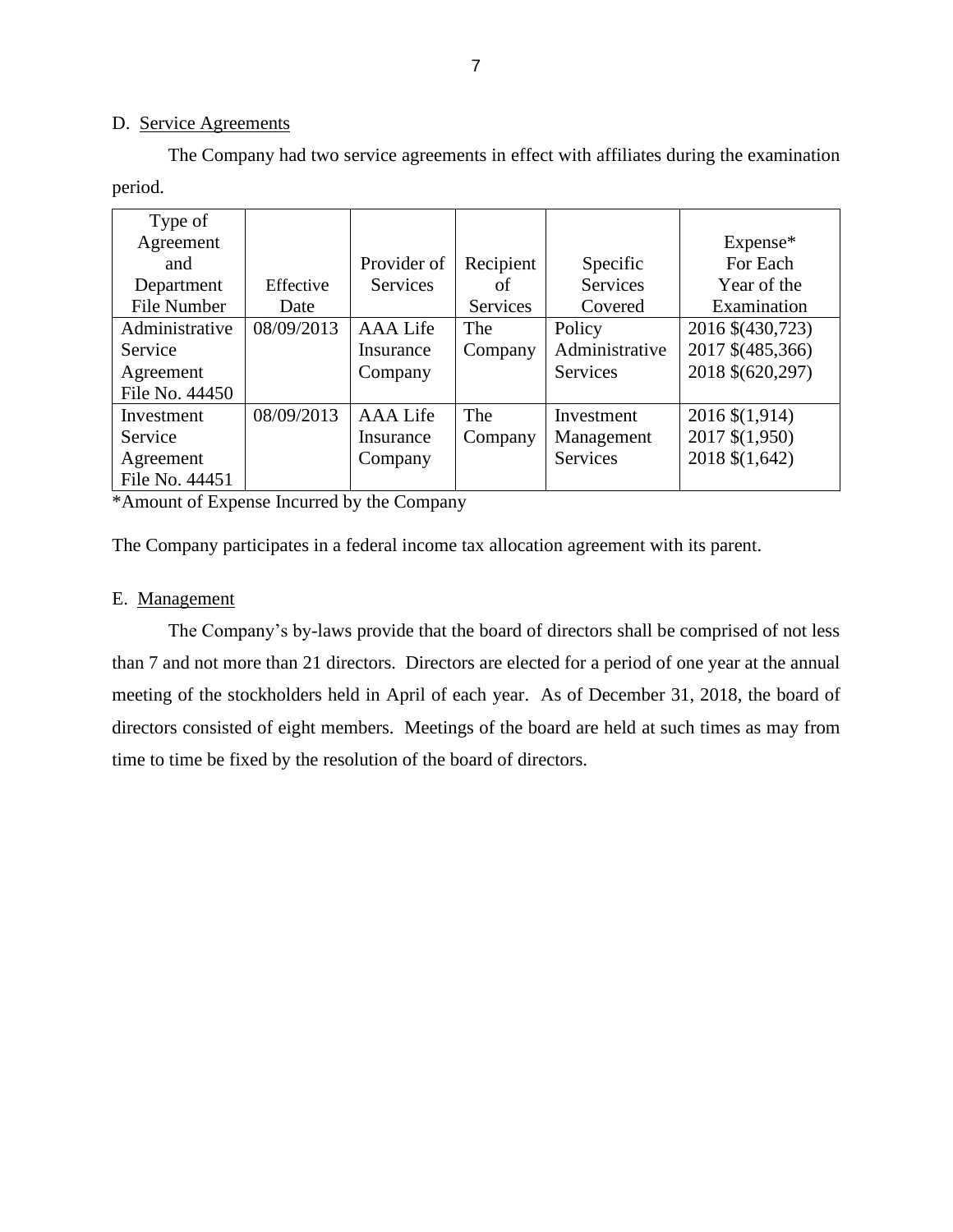D. Service Agreements

The Company had two service agreements in effect with affiliates during the examination period.

| Type of Agreement and Department File Number | Effective Date | Provider of Services | Recipient of Services | Specific Services Covered | Expense* For Each Year of the Examination |
|---|---|---|---|---|---|
| Administrative Service Agreement File No. 44450 | 08/09/2013 | AAA Life Insurance Company | The Company | Policy Administrative Services | 2016 $(430,723)<br>2017 $(485,366)<br>2018 $(620,297) |
| Investment Service Agreement File No. 44451 | 08/09/2013 | AAA Life Insurance Company | The Company | Investment Management Services | 2016 $(1,914)<br>2017 $(1,950)<br>2018 $(1,642) |

*Amount of Expense Incurred by the Company

The Company participates in a federal income tax allocation agreement with its parent.

E. Management

The Company's by-laws provide that the board of directors shall be comprised of not less than 7 and not more than 21 directors. Directors are elected for a period of one year at the annual meeting of the stockholders held in April of each year. As of December 31, 2018, the board of directors consisted of eight members. Meetings of the board are held at such times as may from time to time be fixed by the resolution of the board of directors.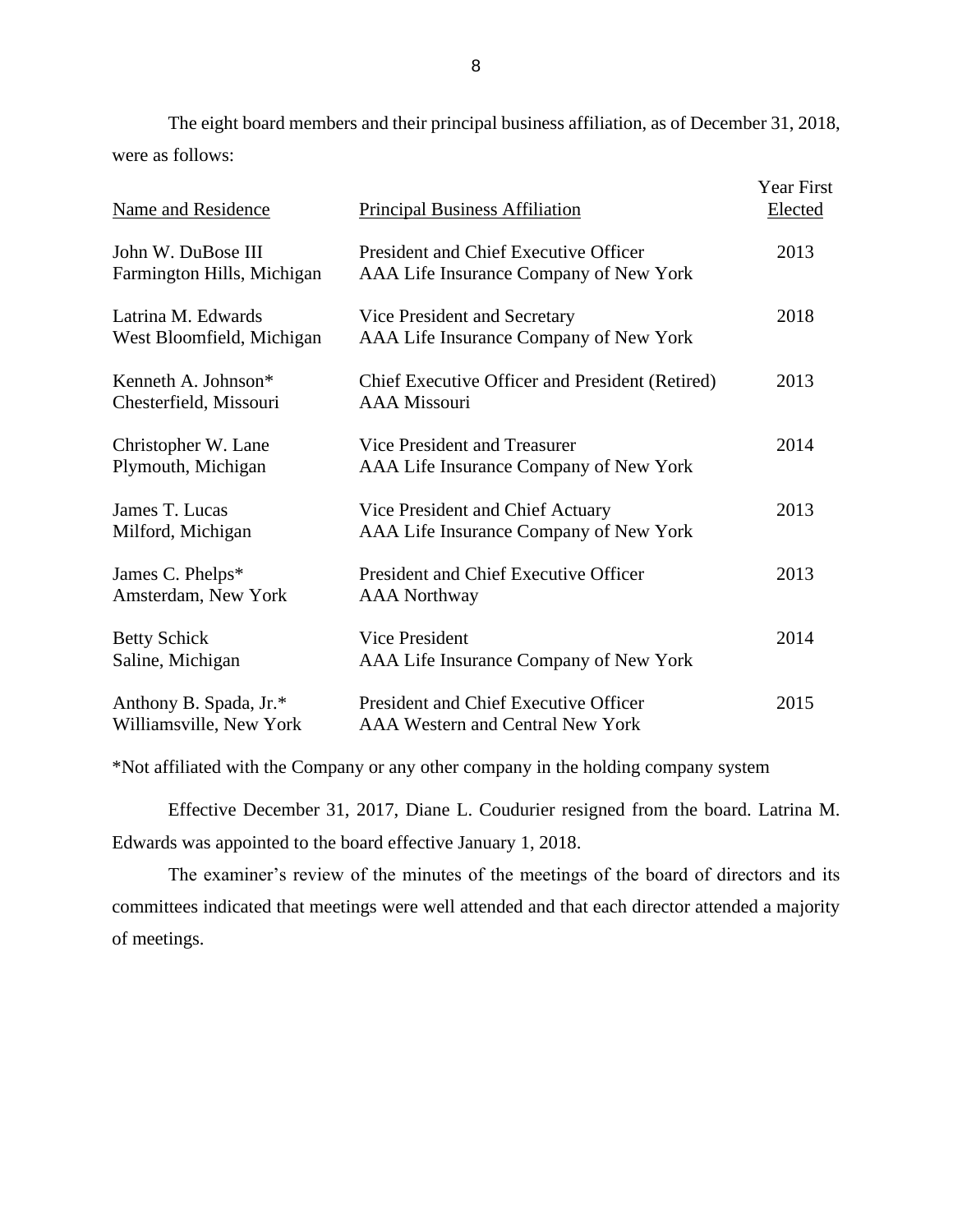The eight board members and their principal business affiliation, as of December 31, 2018, were as follows:

| Name and Residence | Principal Business Affiliation | Year First Elected |
|---|---|---|
| John W. DuBose III<br>Farmington Hills, Michigan | President and Chief Executive Officer<br>AAA Life Insurance Company of New York | 2013 |
| Latrina M. Edwards<br>West Bloomfield, Michigan | Vice President and Secretary<br>AAA Life Insurance Company of New York | 2018 |
| Kenneth A. Johnson*<br>Chesterfield, Missouri | Chief Executive Officer and President (Retired)<br>AAA Missouri | 2013 |
| Christopher W. Lane<br>Plymouth, Michigan | Vice President and Treasurer<br>AAA Life Insurance Company of New York | 2014 |
| James T. Lucas<br>Milford, Michigan | Vice President and Chief Actuary<br>AAA Life Insurance Company of New York | 2013 |
| James C. Phelps*<br>Amsterdam, New York | President and Chief Executive Officer<br>AAA Northway | 2013 |
| Betty Schick<br>Saline, Michigan | Vice President<br>AAA Life Insurance Company of New York | 2014 |
| Anthony B. Spada, Jr.*<br>Williamsville, New York | President and Chief Executive Officer<br>AAA Western and Central New York | 2015 |

*Not affiliated with the Company or any other company in the holding company system

Effective December 31, 2017, Diane L. Coudurier resigned from the board. Latrina M. Edwards was appointed to the board effective January 1, 2018.

The examiner's review of the minutes of the meetings of the board of directors and its committees indicated that meetings were well attended and that each director attended a majority of meetings.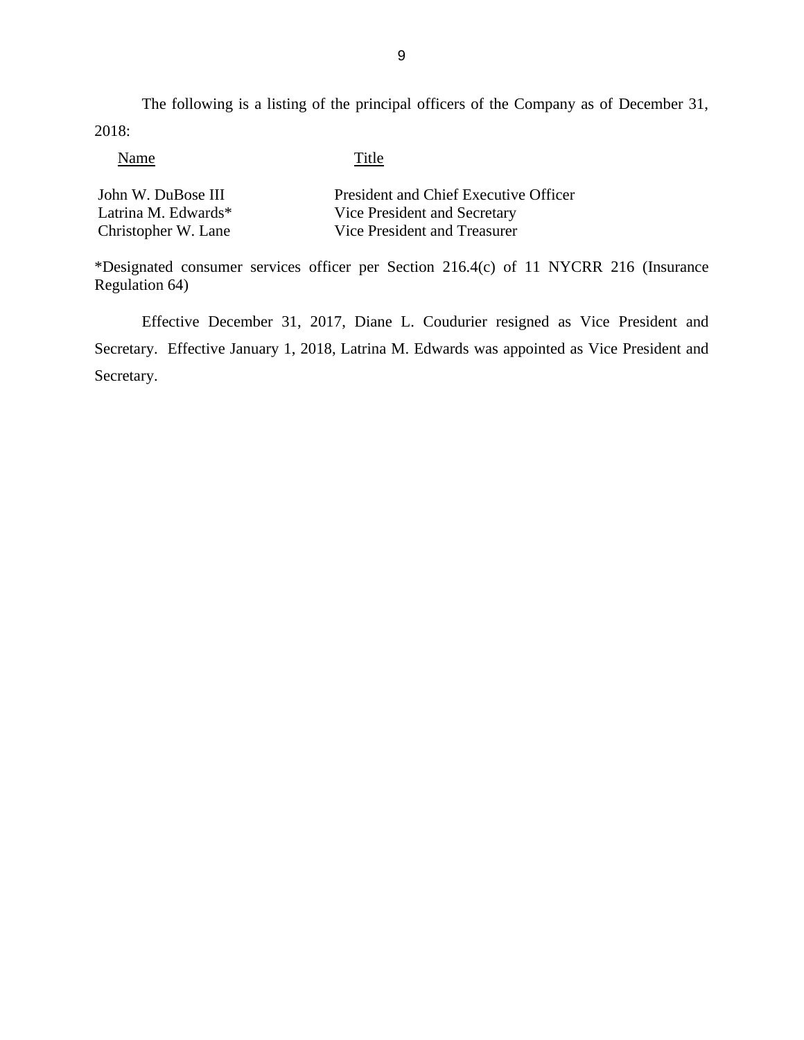The following is a listing of the principal officers of the Company as of December 31, 2018:

| Name | Title |
|---|---|
| John W. DuBose III | President and Chief Executive Officer |
| Latrina M. Edwards* | Vice President and Secretary |
| Christopher W. Lane | Vice President and Treasurer |

*Designated consumer services officer per Section 216.4(c) of 11 NYCRR 216 (Insurance Regulation 64)

Effective December 31, 2017, Diane L. Coudurier resigned as Vice President and Secretary. Effective January 1, 2018, Latrina M. Edwards was appointed as Vice President and Secretary.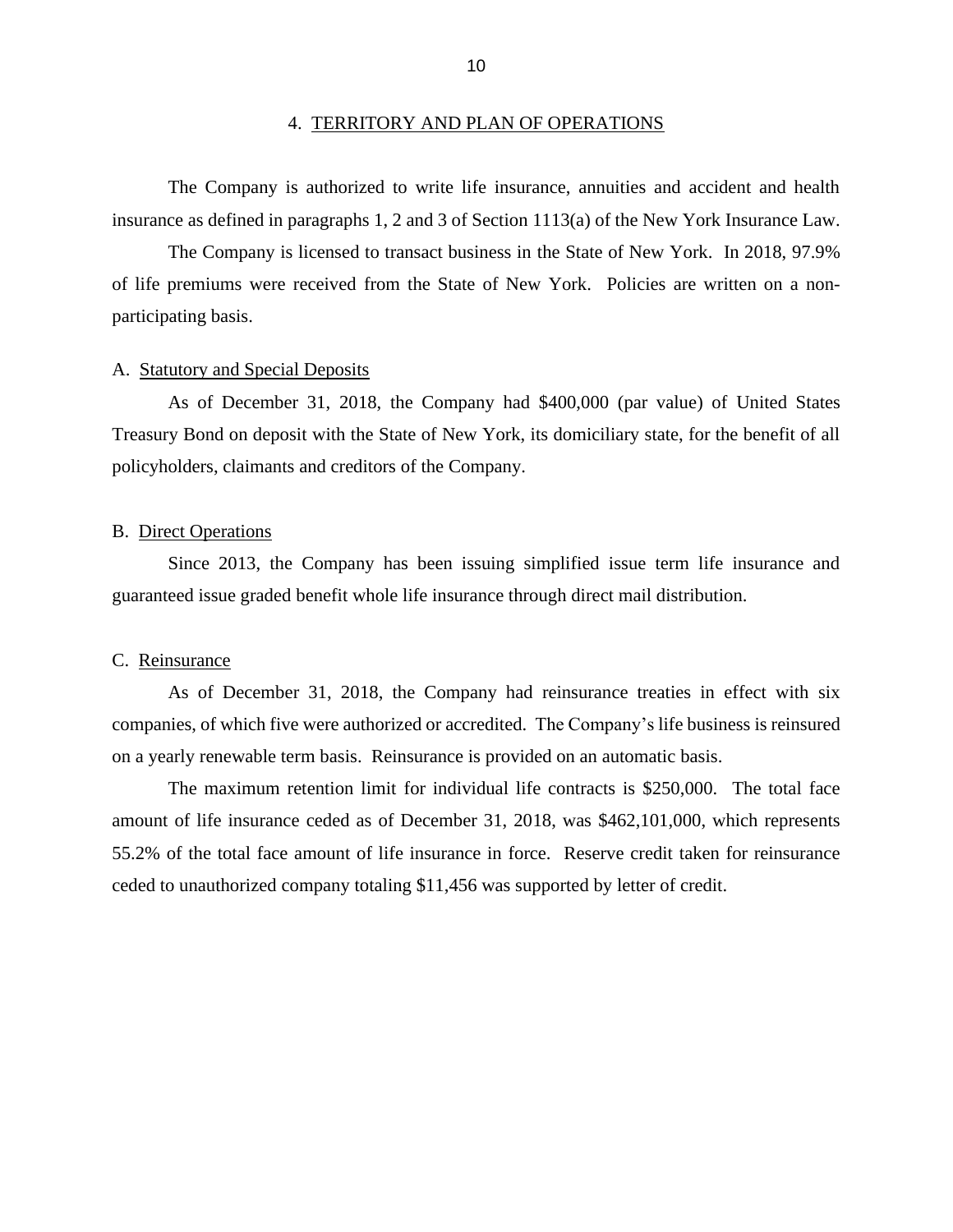## 4. TERRITORY AND PLAN OF OPERATIONS

The Company is authorized to write life insurance, annuities and accident and health insurance as defined in paragraphs 1, 2 and 3 of Section 1113(a) of the New York Insurance Law.

The Company is licensed to transact business in the State of New York. In 2018, 97.9% of life premiums were received from the State of New York. Policies are written on a non-participating basis.

### A. Statutory and Special Deposits

As of December 31, 2018, the Company had $400,000 (par value) of United States Treasury Bond on deposit with the State of New York, its domiciliary state, for the benefit of all policyholders, claimants and creditors of the Company.

### B. Direct Operations

Since 2013, the Company has been issuing simplified issue term life insurance and guaranteed issue graded benefit whole life insurance through direct mail distribution.

### C. Reinsurance

As of December 31, 2018, the Company had reinsurance treaties in effect with six companies, of which five were authorized or accredited. The Company's life business is reinsured on a yearly renewable term basis. Reinsurance is provided on an automatic basis.

The maximum retention limit for individual life contracts is $250,000. The total face amount of life insurance ceded as of December 31, 2018, was $462,101,000, which represents 55.2% of the total face amount of life insurance in force. Reserve credit taken for reinsurance ceded to unauthorized company totaling $11,456 was supported by letter of credit.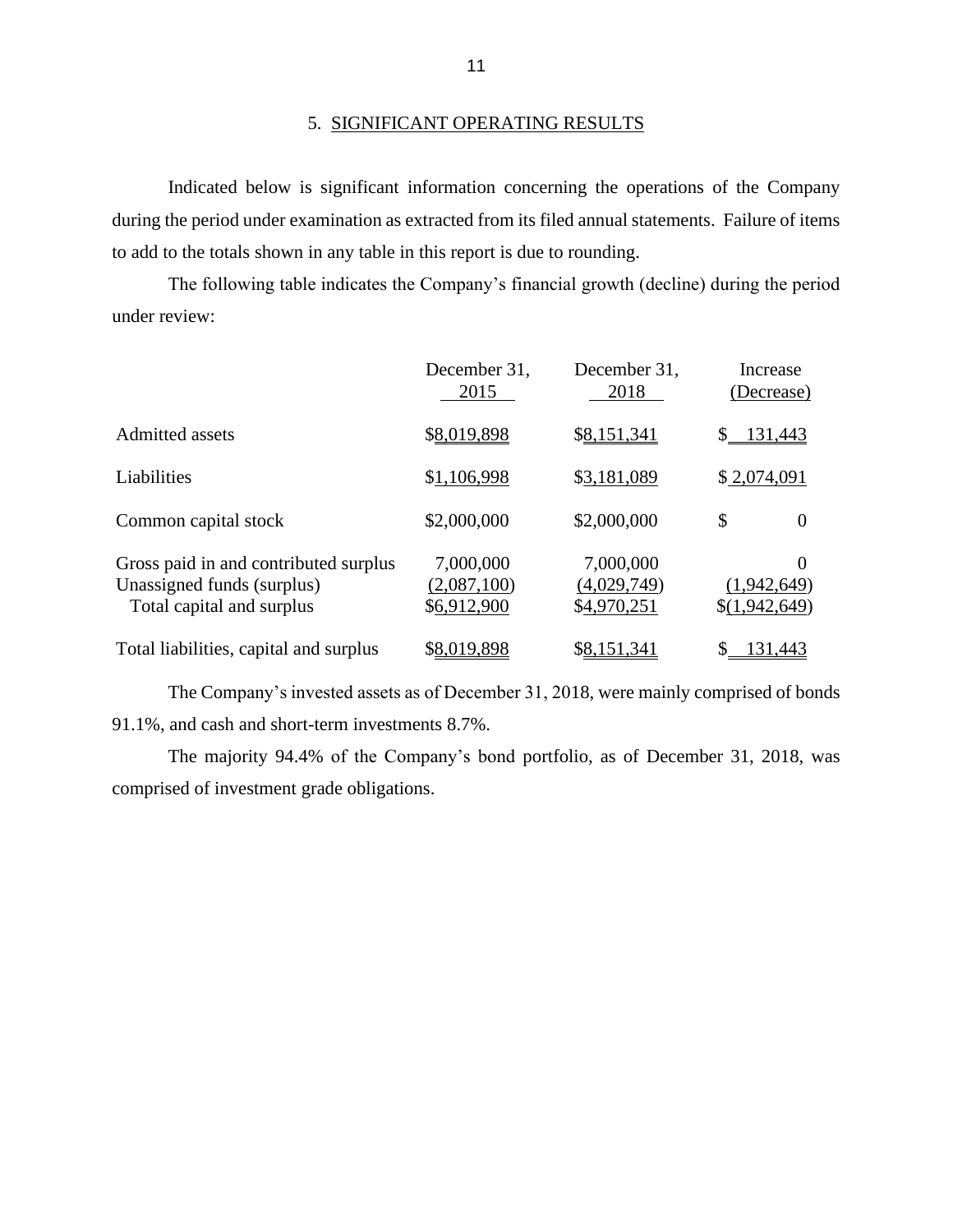## 5. SIGNIFICANT OPERATING RESULTS

Indicated below is significant information concerning the operations of the Company during the period under examination as extracted from its filed annual statements. Failure of items to add to the totals shown in any table in this report is due to rounding.

The following table indicates the Company's financial growth (decline) during the period under review:

| | December 31, 2015 | December 31, 2018 | Increase (Decrease) |
|---|---|---|---|
| Admitted assets | $8,019,898 | $8,151,341 | $ 131,443 |
| Liabilities | $1,106,998 | $3,181,089 | $ 2,074,091 |
| Common capital stock | $2,000,000 | $2,000,000 | $ 0 |
| Gross paid in and contributed surplus | 7,000,000 | 7,000,000 | 0 |
| Unassigned funds (surplus) | (2,087,100) | (4,029,749) | (1,942,649) |
| Total capital and surplus | $6,912,900 | $4,970,251 | $(1,942,649) |
| Total liabilities, capital and surplus | $8,019,898 | $8,151,341 | $ 131,443 |

The Company's invested assets as of December 31, 2018, were mainly comprised of bonds 91.1%, and cash and short-term investments 8.7%.

The majority 94.4% of the Company's bond portfolio, as of December 31, 2018, was comprised of investment grade obligations.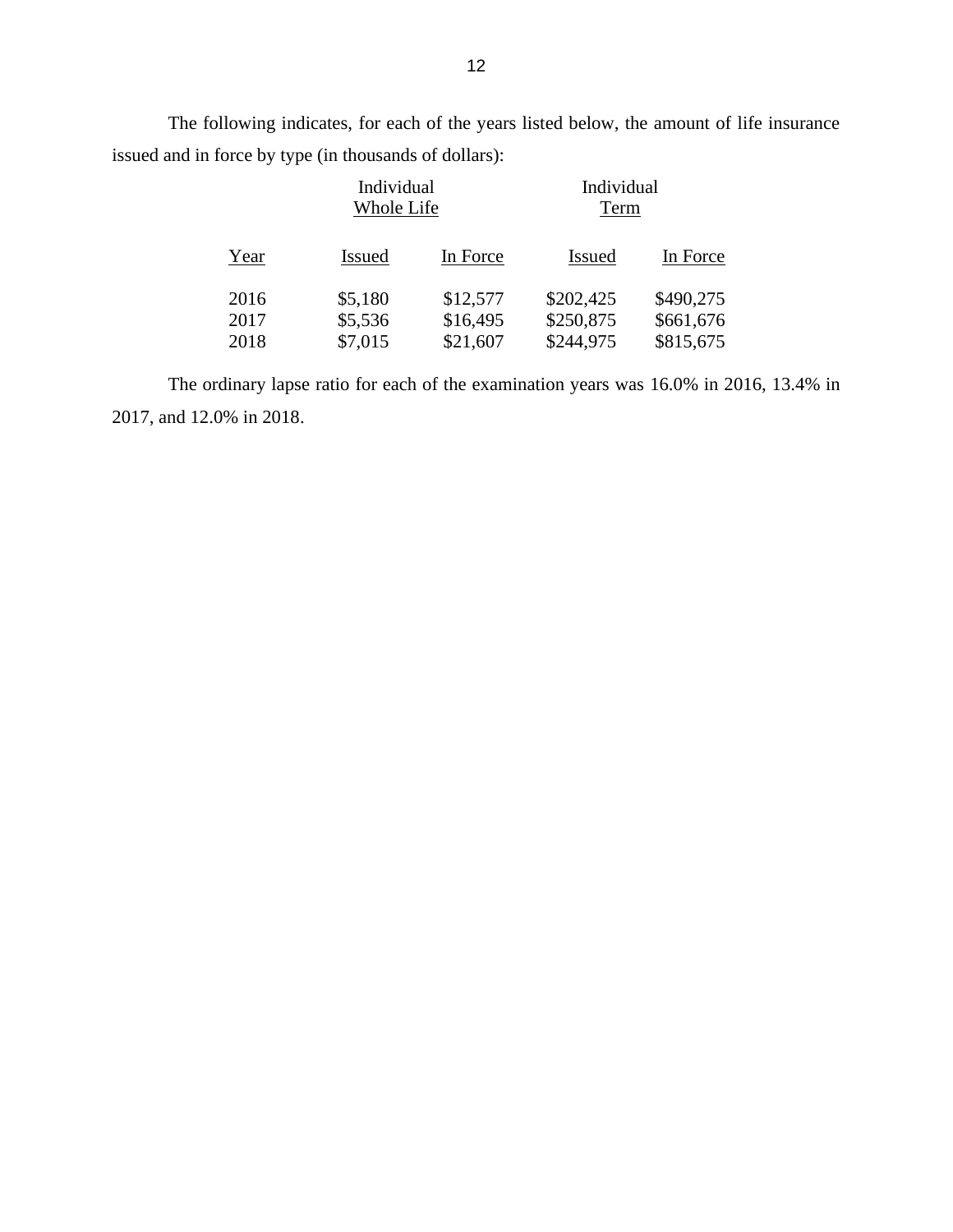The following indicates, for each of the years listed below, the amount of life insurance issued and in force by type (in thousands of dollars):

| | Individual Whole Life | | Individual Term | |
|---|---|---|---|---|
| Year | Issued | In Force | Issued | In Force |
| 2016 | \$5,180 | \$12,577 | \$202,425 | \$490,275 |
| 2017 | \$5,536 | \$16,495 | \$250,875 | \$661,676 |
| 2018 | \$7,015 | \$21,607 | \$244,975 | \$815,675 |

The ordinary lapse ratio for each of the examination years was 16.0% in 2016, 13.4% in 2017, and 12.0% in 2018.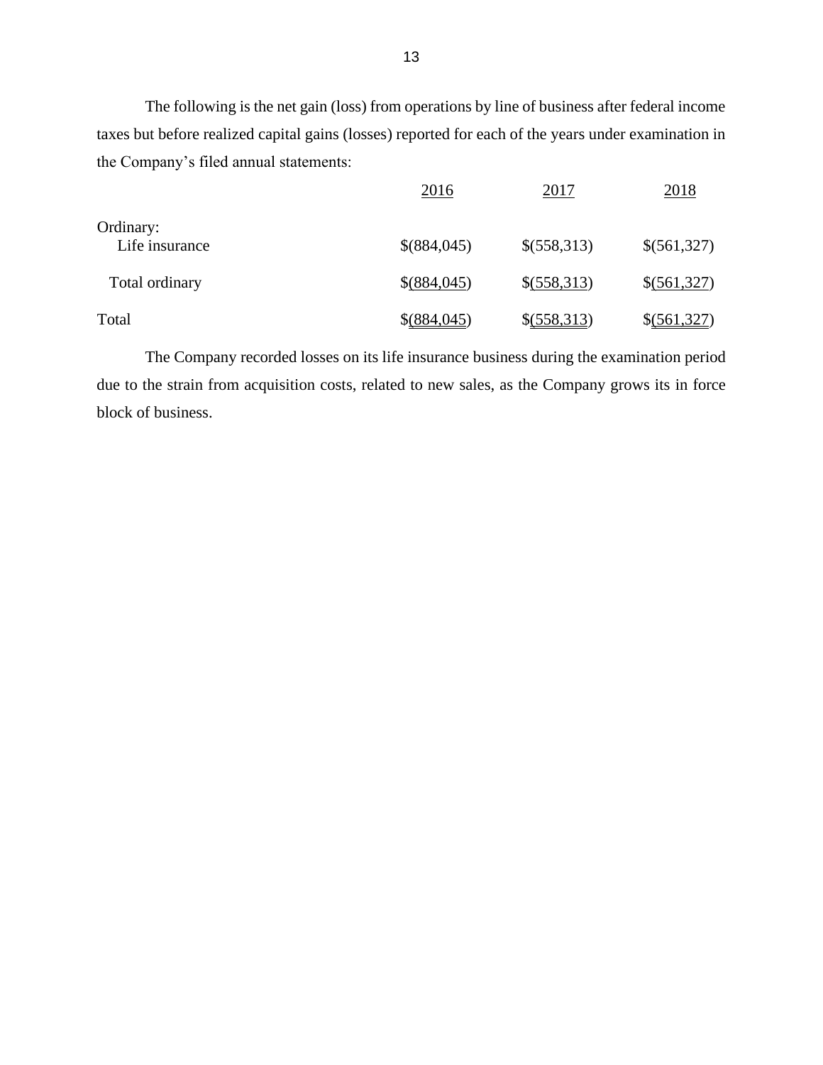The following is the net gain (loss) from operations by line of business after federal income taxes but before realized capital gains (losses) reported for each of the years under examination in the Company's filed annual statements:

| | 2016 | 2017 | 2018 |
|---|---|---|---|
| Ordinary: | | | |
| Life insurance | $(884,045) | $(558,313) | $(561,327) |
| Total ordinary | $(884,045) | $(558,313) | $(561,327) |
| Total | $(884,045) | $(558,313) | $(561,327) |

The Company recorded losses on its life insurance business during the examination period due to the strain from acquisition costs, related to new sales, as the Company grows its in force block of business.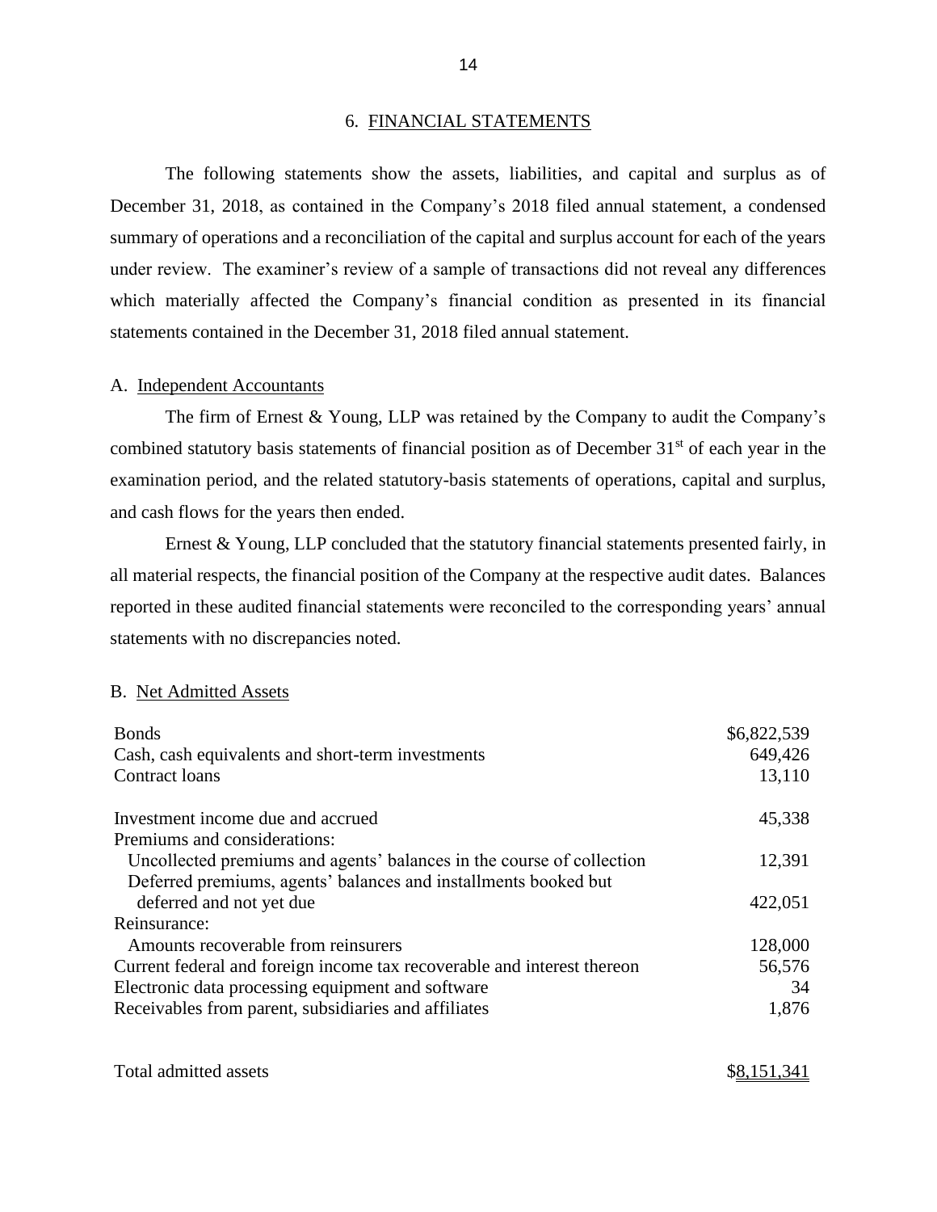## 6. FINANCIAL STATEMENTS

The following statements show the assets, liabilities, and capital and surplus as of December 31, 2018, as contained in the Company's 2018 filed annual statement, a condensed summary of operations and a reconciliation of the capital and surplus account for each of the years under review. The examiner's review of a sample of transactions did not reveal any differences which materially affected the Company's financial condition as presented in its financial statements contained in the December 31, 2018 filed annual statement.

### A. Independent Accountants

The firm of Ernest & Young, LLP was retained by the Company to audit the Company's combined statutory basis statements of financial position as of December 31st of each year in the examination period, and the related statutory-basis statements of operations, capital and surplus, and cash flows for the years then ended.

Ernest & Young, LLP concluded that the statutory financial statements presented fairly, in all material respects, the financial position of the Company at the respective audit dates. Balances reported in these audited financial statements were reconciled to the corresponding years' annual statements with no discrepancies noted.

### B. Net Admitted Assets

| | |
|---|---|
| Bonds | $6,822,539 |
| Cash, cash equivalents and short-term investments | 649,426 |
| Contract loans | 13,110 |
| | |
| Investment income due and accrued | 45,338 |
| Premiums and considerations: | |
| Uncollected premiums and agents' balances in the course of collection | 12,391 |
| Deferred premiums, agents' balances and installments booked but deferred and not yet due | 422,051 |
| Reinsurance: | |
| Amounts recoverable from reinsurers | 128,000 |
| Current federal and foreign income tax recoverable and interest thereon | 56,576 |
| Electronic data processing equipment and software | 34 |
| Receivables from parent, subsidiaries and affiliates | 1,876 |
| | |
| Total admitted assets | $8,151,341 |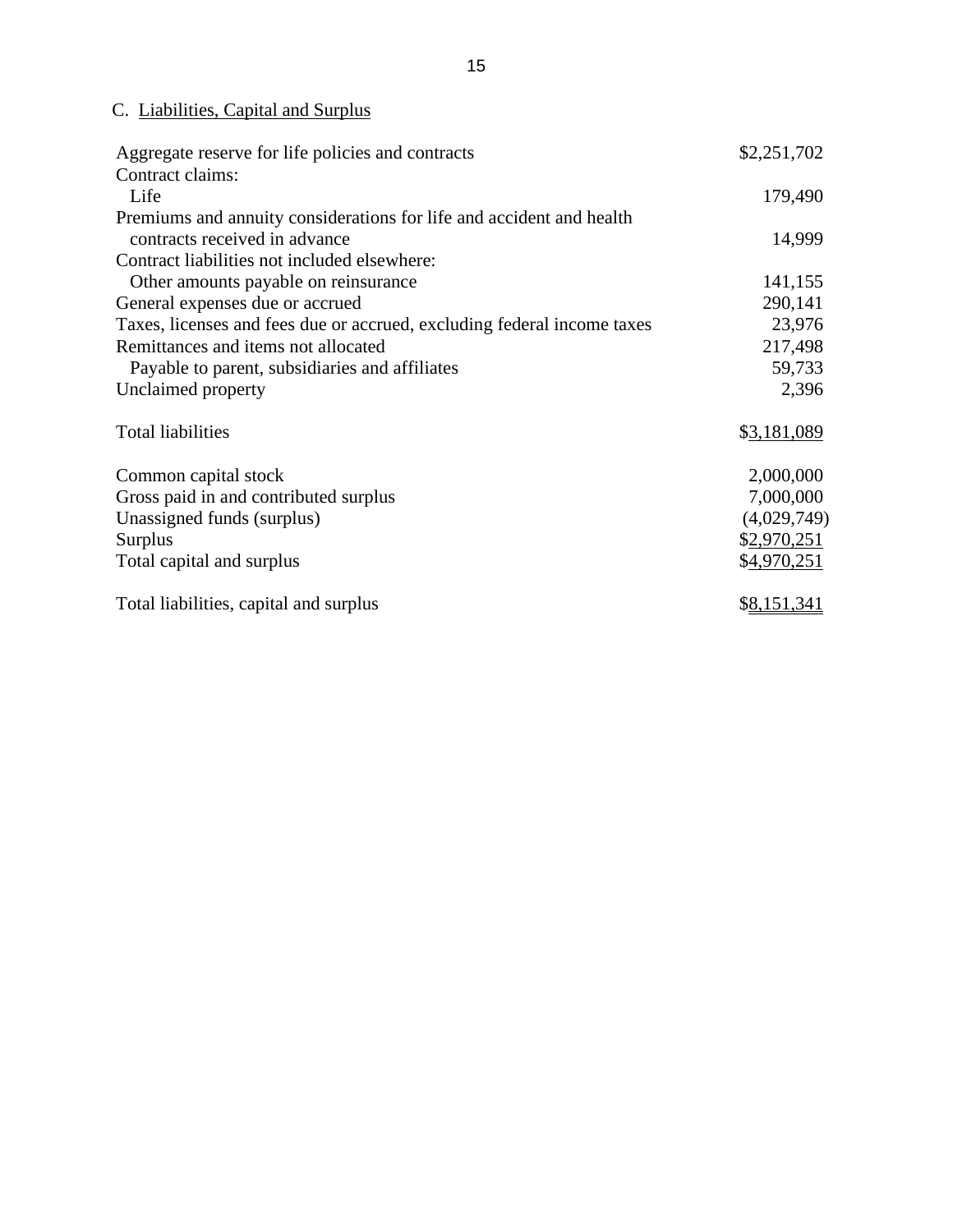C. Liabilities, Capital and Surplus

| | |
|---|---|
| Aggregate reserve for life policies and contracts | \$2,251,702 |
| Contract claims: | |
| Life | 179,490 |
| Premiums and annuity considerations for life and accident and health contracts received in advance | 14,999 |
| Contract liabilities not included elsewhere: | |
| Other amounts payable on reinsurance | 141,155 |
| General expenses due or accrued | 290,141 |
| Taxes, licenses and fees due or accrued, excluding federal income taxes | 23,976 |
| Remittances and items not allocated | 217,498 |
| Payable to parent, subsidiaries and affiliates | 59,733 |
| Unclaimed property | 2,396 |
| | |
| Total liabilities | \$3,181,089 |
| | |
| Common capital stock | 2,000,000 |
| Gross paid in and contributed surplus | 7,000,000 |
| Unassigned funds (surplus) | (4,029,749) |
| Surplus | \$2,970,251 |
| Total capital and surplus | \$4,970,251 |
| | |
| Total liabilities, capital and surplus | \$8,151,341 |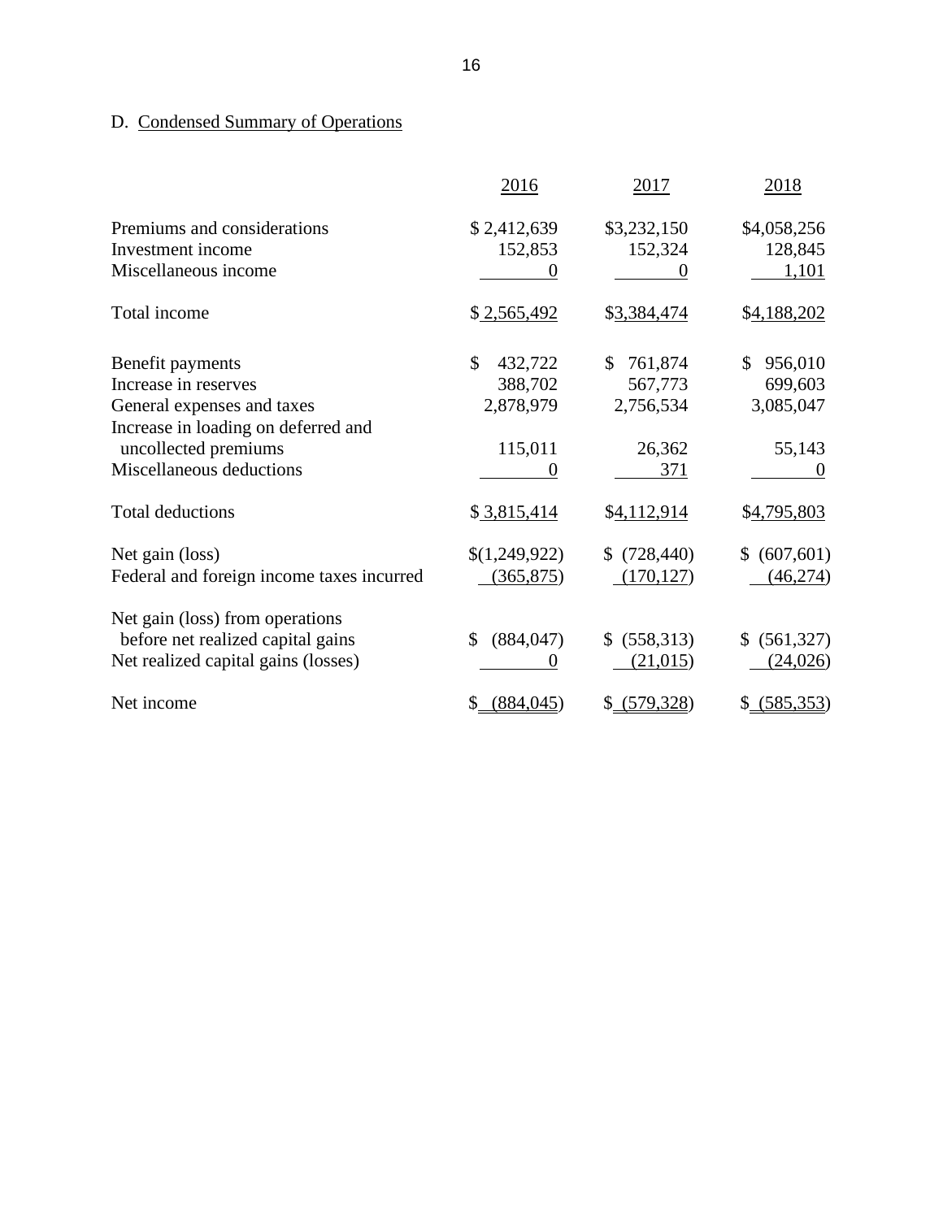D. Condensed Summary of Operations

| | 2016 | 2017 | 2018 |
|---|---|---|---|
| Premiums and considerations | $ 2,412,639 | $3,232,150 | $4,058,256 |
| Investment income | 152,853 | 152,324 | 128,845 |
| Miscellaneous income | 0 | 0 | 1,101 |
| Total income | $ 2,565,492 | $3,384,474 | $4,188,202 |
| Benefit payments | $ 432,722 | $ 761,874 | $ 956,010 |
| Increase in reserves | 388,702 | 567,773 | 699,603 |
| General expenses and taxes | 2,878,979 | 2,756,534 | 3,085,047 |
| Increase in loading on deferred and uncollected premiums | 115,011 | 26,362 | 55,143 |
| Miscellaneous deductions | 0 | 371 | 0 |
| Total deductions | $ 3,815,414 | $4,112,914 | $4,795,803 |
| Net gain (loss) | $(1,249,922) | $ (728,440) | $ (607,601) |
| Federal and foreign income taxes incurred | (365,875) | (170,127) | (46,274) |
| Net gain (loss) from operations before net realized capital gains | $ (884,047) | $ (558,313) | $ (561,327) |
| Net realized capital gains (losses) | 0 | (21,015) | (24,026) |
| Net income | $ (884,045) | $ (579,328) | $ (585,353) |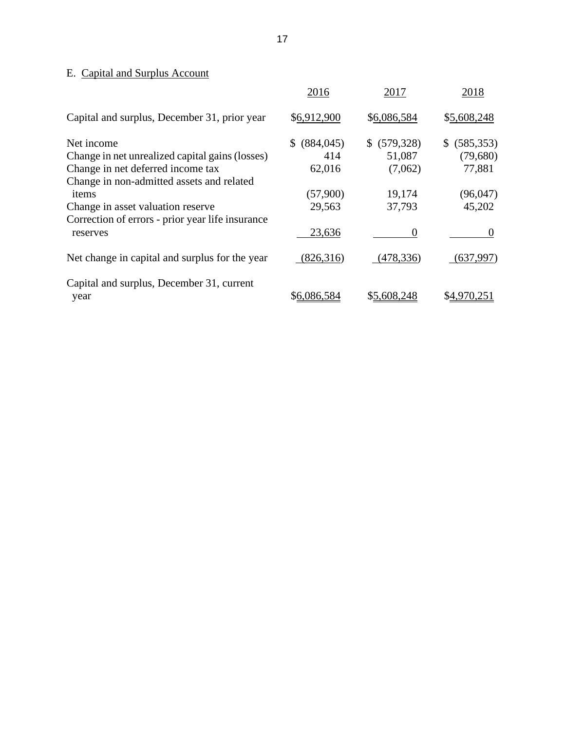E. Capital and Surplus Account

| | 2016 | 2017 | 2018 |
|---|---|---|---|
| Capital and surplus, December 31, prior year | $6,912,900 | $6,086,584 | $5,608,248 |
| Net income | $ (884,045) | $ (579,328) | $ (585,353) |
| Change in net unrealized capital gains (losses) | 414 | 51,087 | (79,680) |
| Change in net deferred income tax | 62,016 | (7,062) | 77,881 |
| Change in non-admitted assets and related items | (57,900) | 19,174 | (96,047) |
| Change in asset valuation reserve | 29,563 | 37,793 | 45,202 |
| Correction of errors - prior year life insurance reserves | 23,636 | 0 | 0 |
| Net change in capital and surplus for the year | (826,316) | (478,336) | (637,997) |
| Capital and surplus, December 31, current year | $6,086,584 | $5,608,248 | $4,970,251 |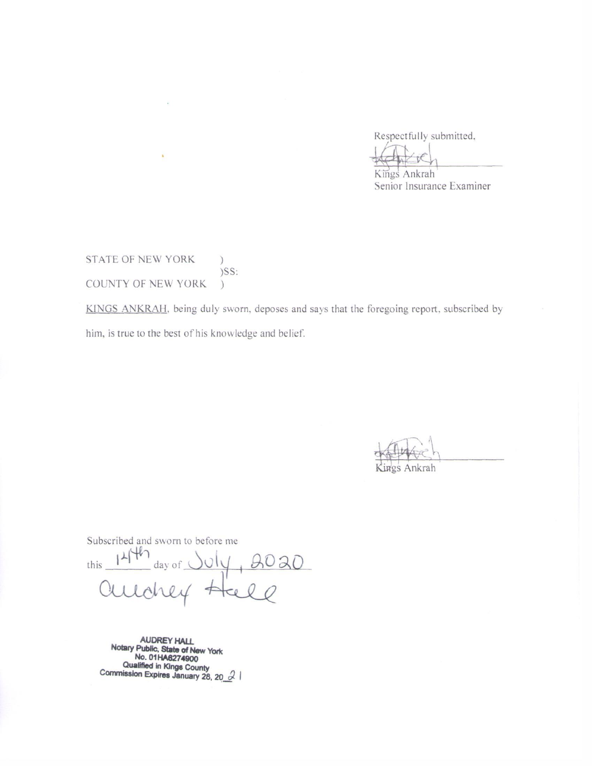Respectfully submitted,

Kings Ankrah
Senior Insurance Examiner

STATE OF NEW YORK )
)SS:
COUNTY OF NEW YORK )

KINGS ANKRAH, being duly sworn, deposes and says that the foregoing report, subscribed by him, is true to the best of his knowledge and belief.

Kings Ankrah

Subscribed and sworn to before me
this 14th day of July, 2020
Audrey Hall

AUDREY HALL
Notary Public, State of New York
No. 01HA6274900
Qualified in Kings County
Commission Expires January 28, 2021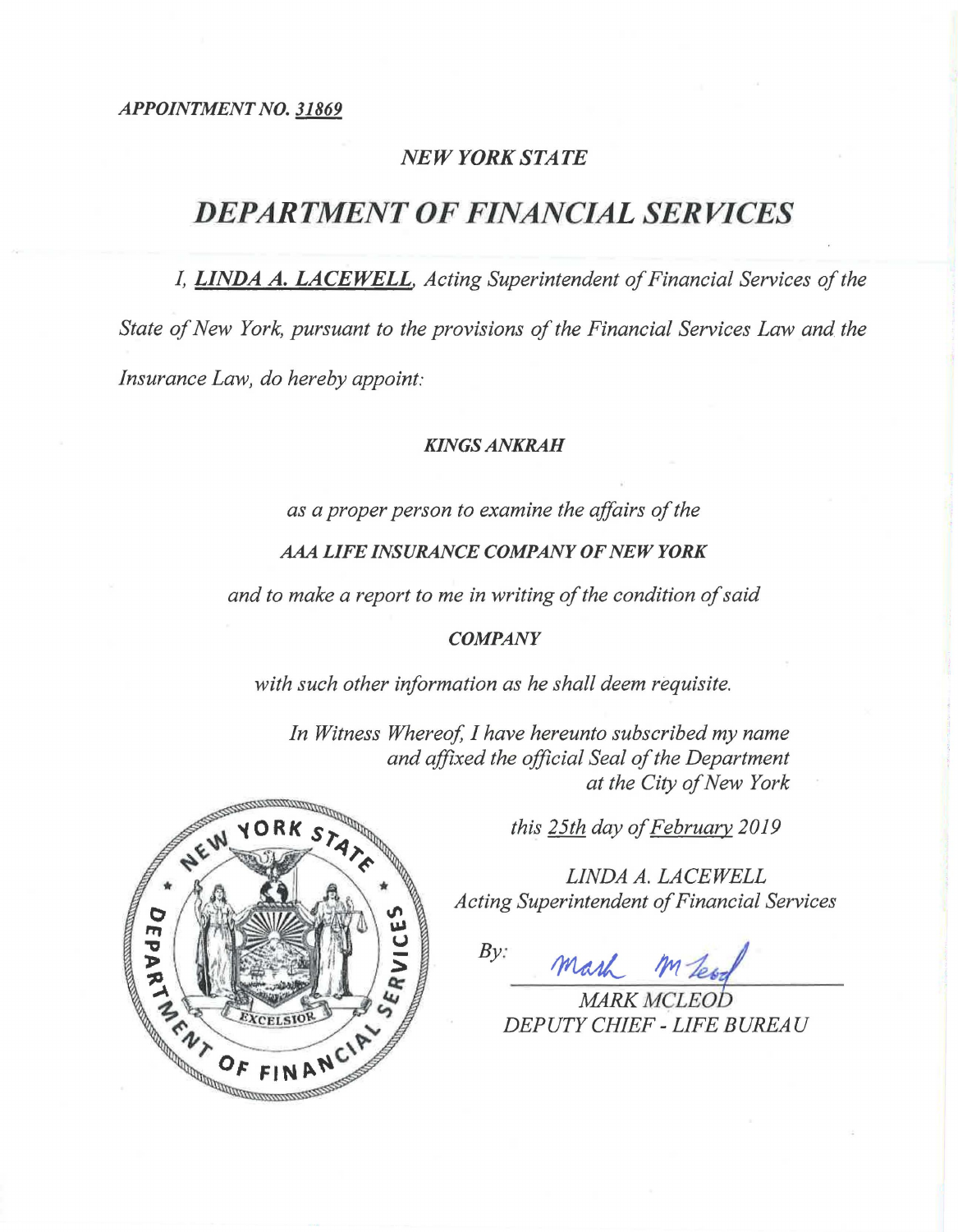*APPOINTMENT NO. 31869*

*NEW YORK STATE*

# *DEPARTMENT OF FINANCIAL SERVICES*

*I, **LINDA A. LACEWELL**, Acting Superintendent of Financial Services of the State of New York, pursuant to the provisions of the Financial Services Law and the Insurance Law, do hereby appoint:*

***KINGS ANKRAH***

*as a proper person to examine the affairs of the*

***AAA LIFE INSURANCE COMPANY OF NEW YORK***

*and to make a report to me in writing of the condition of said*

***COMPANY***

*with such other information as he shall deem requisite.*

*In Witness Whereof, I have hereunto subscribed my name and affixed the official Seal of the Department at the City of New York*

*this 25th day of February 2019*

*LINDA A. LACEWELL*
*Acting Superintendent of Financial Services*

*By:* Mark McLeod

*MARK MCLEOD*
*DEPUTY CHIEF - LIFE BUREAU*

NEW YORK STATE DEPARTMENT OF FINANCIAL SERVICES EXCELSIOR